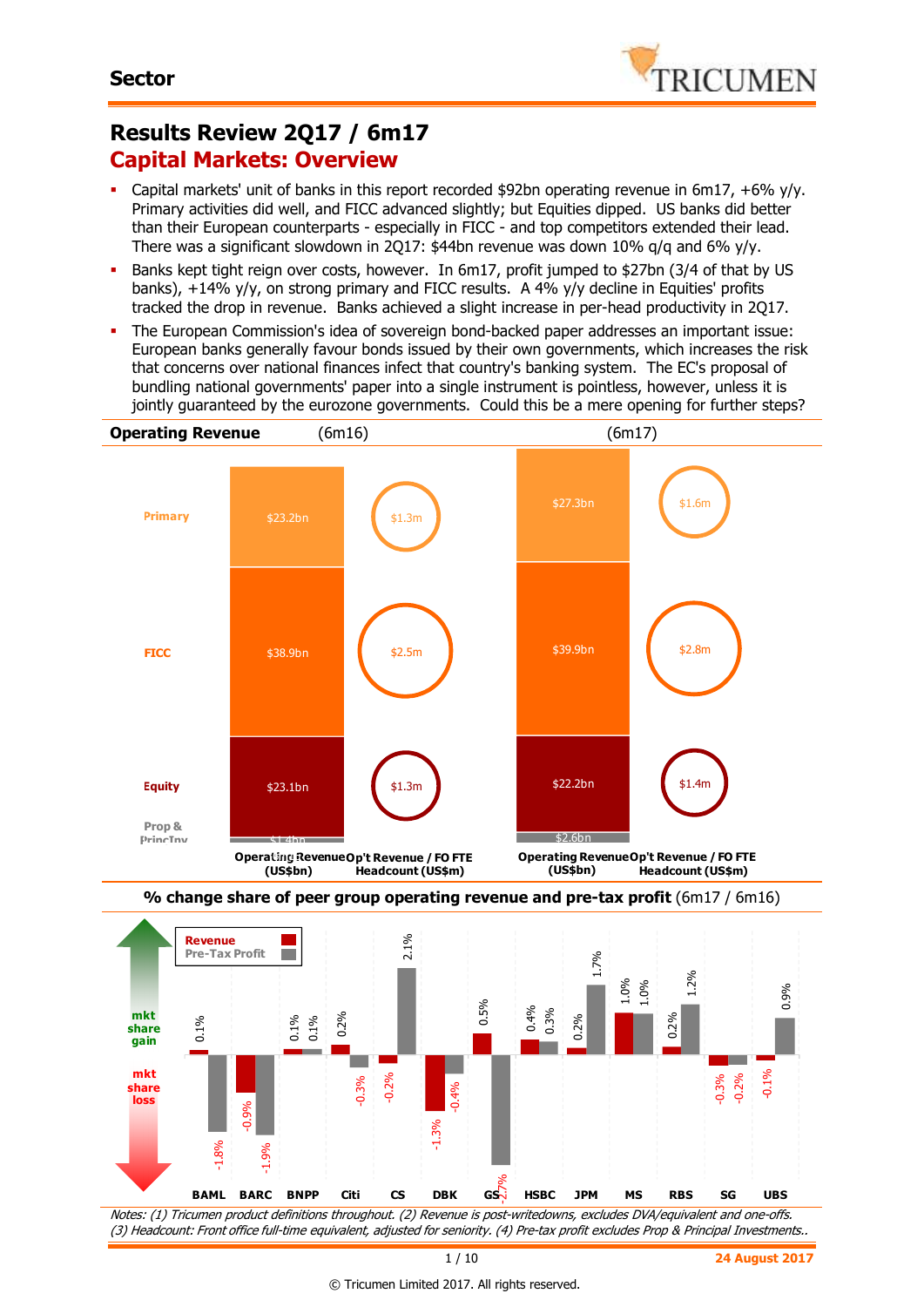**Sector**

# Results Review 2Q17 / 6m17

## Capital Markets: Overview

- Capital markets' unit of banks in this report recorded $92bn operating revenue in 6m17, +6% y/y. Primary activities did well, and FICC advanced slightly; but Equities dipped. US banks did better than their European counterparts - especially in FICC - and top competitors extended their lead. There was a significant slowdown in 2Q17: $44bn revenue was down 10% q/q and 6% y/y.
- Banks kept tight reign over costs, however. In 6m17, profit jumped to $27bn (3/4 of that by US banks), +14% y/y, on strong primary and FICC results. A 4% y/y decline in Equities' profits tracked the drop in revenue. Banks achieved a slight increase in per-head productivity in 2Q17.
- The European Commission's idea of sovereign bond-backed paper addresses an important issue: European banks generally favour bonds issued by their own governments, which increases the risk that concerns over national finances infect that country's banking system. The EC's proposal of bundling national governments' paper into a single instrument is pointless, however, unless it is jointly guaranteed by the eurozone governments. Could this be a mere opening for further steps?

**Operating Revenue**

| | 6m16 Operating Revenue (US$bn) | 6m16 Op't Revenue / FO FTE Headcount (US$m) | 6m17 Operating Revenue (US$bn) | 6m17 Op't Revenue / FO FTE Headcount (US$m) |
|---|---|---|---|---|
| Primary | $23.2bn | $1.3m | $27.3bn | $1.6m |
| FICC | $38.9bn | $2.5m | $39.9bn | $2.8m |
| Equity | $23.1bn | $1.3m | $22.2bn | $1.4m |
| Prop & PrincInv | $1.4bn | | $2.6bn | |

**% change share of peer group operating revenue and pre-tax profit** (6m17 / 6m16)

| | Revenue | Pre-Tax Profit |
|---|---|---|
| BAML | 0.1% | -1.8% |
| BARC | -0.9% | -1.9% |
| BNPP | 0.1% | 0.1% |
| Citi | 0.2% | -0.3% |
| CS | -0.2% | 2.1% |
| DBK | -1.3% | -0.4% |
| GS | 0.5% | -2.7% |
| HSBC | 0.4% | 0.3% |
| JPM | 0.2% | 1.7% |
| MS | 1.0% | 1.0% |
| RBS | 0.2% | 1.2% |
| SG | -0.3% | -0.2% |
| UBS | -0.1% | 0.9% |

*Notes: (1) Tricumen product definitions throughout. (2) Revenue is post-writedowns, excludes DVA/equivalent and one-offs. (3) Headcount: Front office full-time equivalent, adjusted for seniority. (4) Pre-tax profit excludes Prop & Principal Investments..*

24 August 2017

© Tricumen Limited 2017. All rights reserved.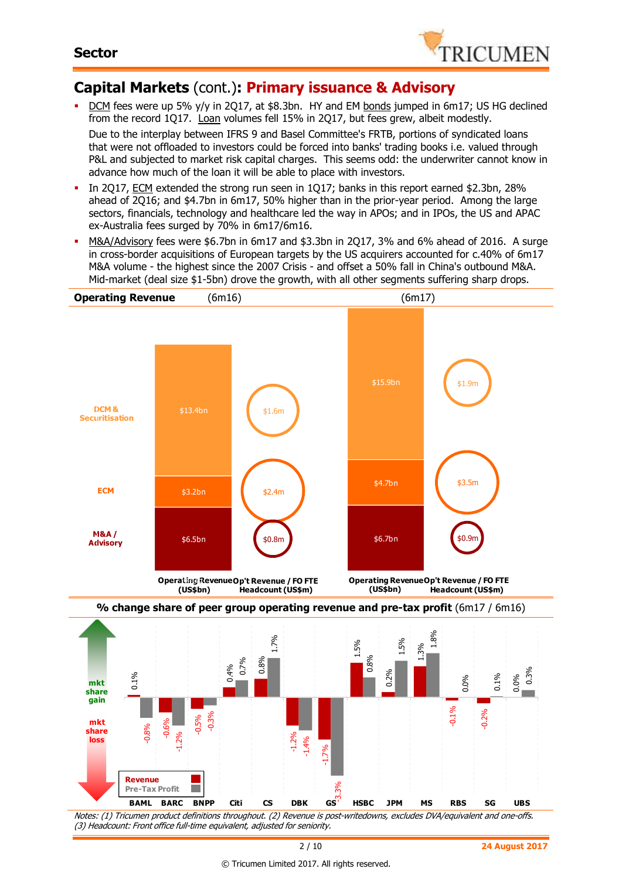## Sector

# Capital Markets (cont.): Primary issuance & Advisory

- DCM fees were up 5% y/y in 2Q17, at $8.3bn. HY and EM bonds jumped in 6m17; US HG declined from the record 1Q17. Loan volumes fell 15% in 2Q17, but fees grew, albeit modestly.

  Due to the interplay between IFRS 9 and Basel Committee's FRTB, portions of syndicated loans that were not offloaded to investors could be forced into banks' trading books i.e. valued through P&L and subjected to market risk capital charges. This seems odd: the underwriter cannot know in advance how much of the loan it will be able to place with investors.
- In 2Q17, ECM extended the strong run seen in 1Q17; banks in this report earned $2.3bn, 28% ahead of 2Q16; and $4.7bn in 6m17, 50% higher than in the prior-year period. Among the large sectors, financials, technology and healthcare led the way in APOs; and in IPOs, the US and APAC ex-Australia fees surged by 70% in 6m17/6m16.
- M&A/Advisory fees were $6.7bn in 6m17 and $3.3bn in 2Q17, 3% and 6% ahead of 2016. A surge in cross-border acquisitions of European targets by the US acquirers accounted for c.40% of 6m17 M&A volume - the highest since the 2007 Crisis - and offset a 50% fall in China's outbound M&A. Mid-market (deal size $1-5bn) drove the growth, with all other segments suffering sharp drops.

**Operating Revenue**

| | Operating Revenue (US$bn) (6m16) | Op't Revenue / FO FTE Headcount (US$m) (6m16) | Operating Revenue (US$bn) (6m17) | Op't Revenue / FO FTE Headcount (US$m) (6m17) |
|---|---|---|---|---|
| DCM & Securitisation | $13.4bn | $1.6m | $15.9bn | $1.9m |
| ECM | $3.2bn | $2.4m | $4.7bn | $3.5m |
| M&A / Advisory | $6.5bn | $0.8m | $6.7bn | $0.9m |

**% change share of peer group operating revenue and pre-tax profit** (6m17 / 6m16)

| | Revenue | Pre-Tax Profit |
|---|---|---|
| BAML | 0.1% | -0.8% |
| BARC | -0.6% | -1.2% |
| BNPP | -0.5% | -0.3% |
| Citi | 0.4% | 0.7% |
| CS | 0.8% | 1.7% |
| DBK | -1.2% | -1.4% |
| GS | -1.7% | -3.3% |
| HSBC | 1.5% | 0.8% |
| JPM | 0.2% | 1.5% |
| MS | 1.3% | 1.8% |
| RBS | -0.1% | 0.0% |
| SG | -0.2% | 0.1% |
| UBS | 0.0% | 0.3% |

*Notes: (1) Tricumen product definitions throughout. (2) Revenue is post-writedowns, excludes DVA/equivalent and one-offs. (3) Headcount: Front office full-time equivalent, adjusted for seniority.*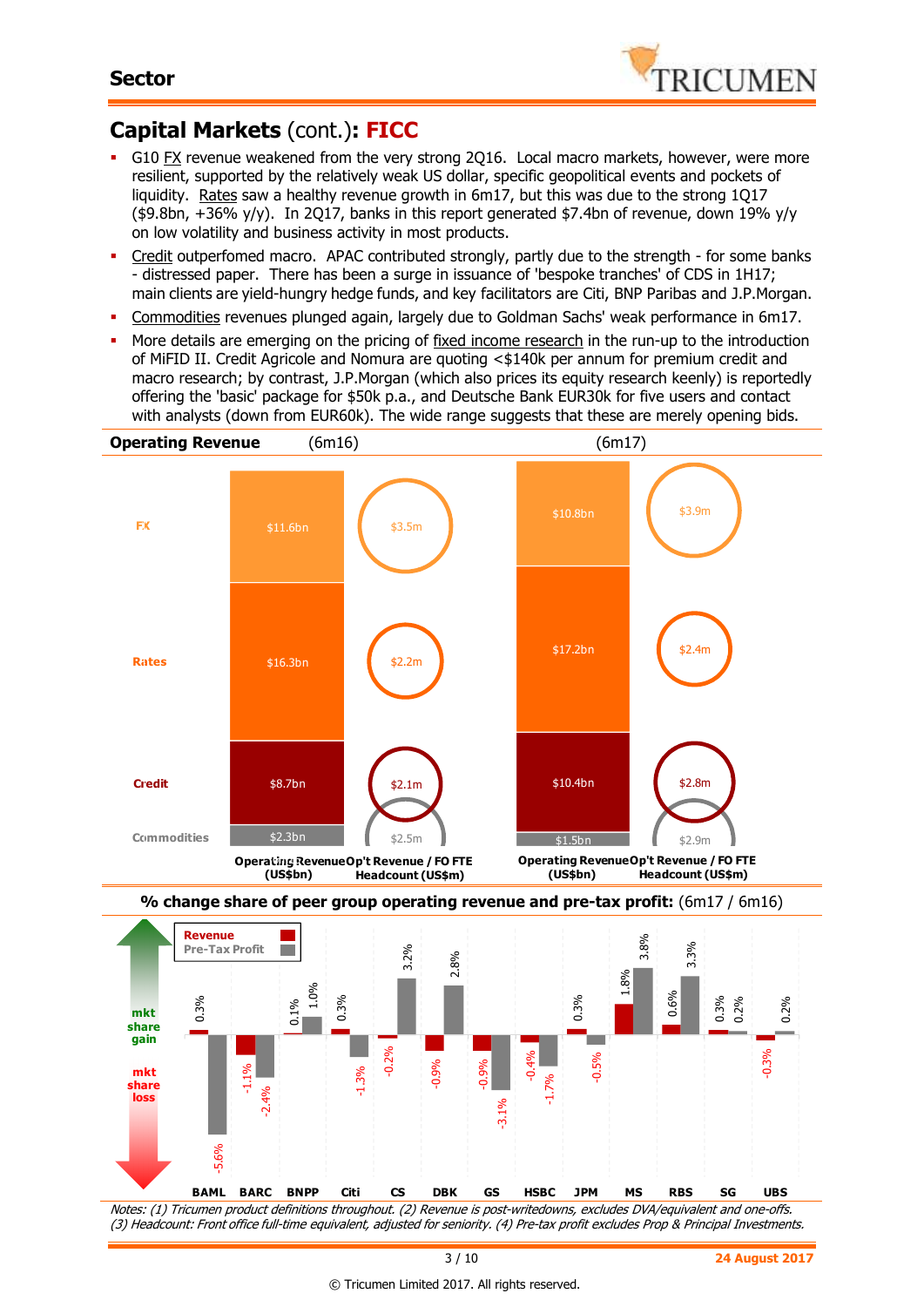## Capital Markets (cont.): FICC

- G10 FX revenue weakened from the very strong 2Q16. Local macro markets, however, were more resilient, supported by the relatively weak US dollar, specific geopolitical events and pockets of liquidity. Rates saw a healthy revenue growth in 6m17, but this was due to the strong 1Q17 ($9.8bn, +36% y/y). In 2Q17, banks in this report generated $7.4bn of revenue, down 19% y/y on low volatility and business activity in most products.
- Credit outperfomed macro. APAC contributed strongly, partly due to the strength - for some banks - distressed paper. There has been a surge in issuance of 'bespoke tranches' of CDS in 1H17; main clients are yield-hungry hedge funds, and key facilitators are Citi, BNP Paribas and J.P.Morgan.
- Commodities revenues plunged again, largely due to Goldman Sachs' weak performance in 6m17.
- More details are emerging on the pricing of fixed income research in the run-up to the introduction of MiFID II. Credit Agricole and Nomura are quoting <$140k per annum for premium credit and macro research; by contrast, J.P.Morgan (which also prices its equity research keenly) is reportedly offering the 'basic' package for $50k p.a., and Deutsche Bank EUR30k for five users and contact with analysts (down from EUR60k). The wide range suggests that these are merely opening bids.

### Operating Revenue

| | 6m16 Operating Revenue (US$bn) | 6m16 Op't Revenue / FO FTE Headcount (US$m) | 6m17 Operating Revenue (US$bn) | 6m17 Op't Revenue / FO FTE Headcount (US$m) |
|---|---|---|---|---|
| FX | $11.6bn | $3.5m | $10.8bn | $3.9m |
| Rates | $16.3bn | $2.2m | $17.2bn | $2.4m |
| Credit | $8.7bn | $2.1m | $10.4bn | $2.8m |
| Commodities | $2.3bn | $2.5m | $1.5bn | $2.9m |

### % change share of peer group operating revenue and pre-tax profit: (6m17 / 6m16)

| | BAML | BARC | BNPP | Citi | CS | DBK | GS | HSBC | JPM | MS | RBS | SG | UBS |
|---|---|---|---|---|---|---|---|---|---|---|---|---|---|
| Revenue | 0.3% | -1.1% | 0.1% | 0.3% | -0.2% | -0.9% | -0.9% | -0.4% | 0.3% | 1.8% | 0.6% | 0.3% | -0.3% |
| Pre-Tax Profit | -5.6% | -2.4% | 1.0% | -1.3% | 3.2% | 2.8% | -3.1% | -1.7% | -0.5% | 3.8% | 3.3% | 0.2% | 0.2% |

*Notes: (1) Tricumen product definitions throughout. (2) Revenue is post-writedowns, excludes DVA/equivalent and one-offs. (3) Headcount: Front office full-time equivalent, adjusted for seniority. (4) Pre-tax profit excludes Prop & Principal Investments.*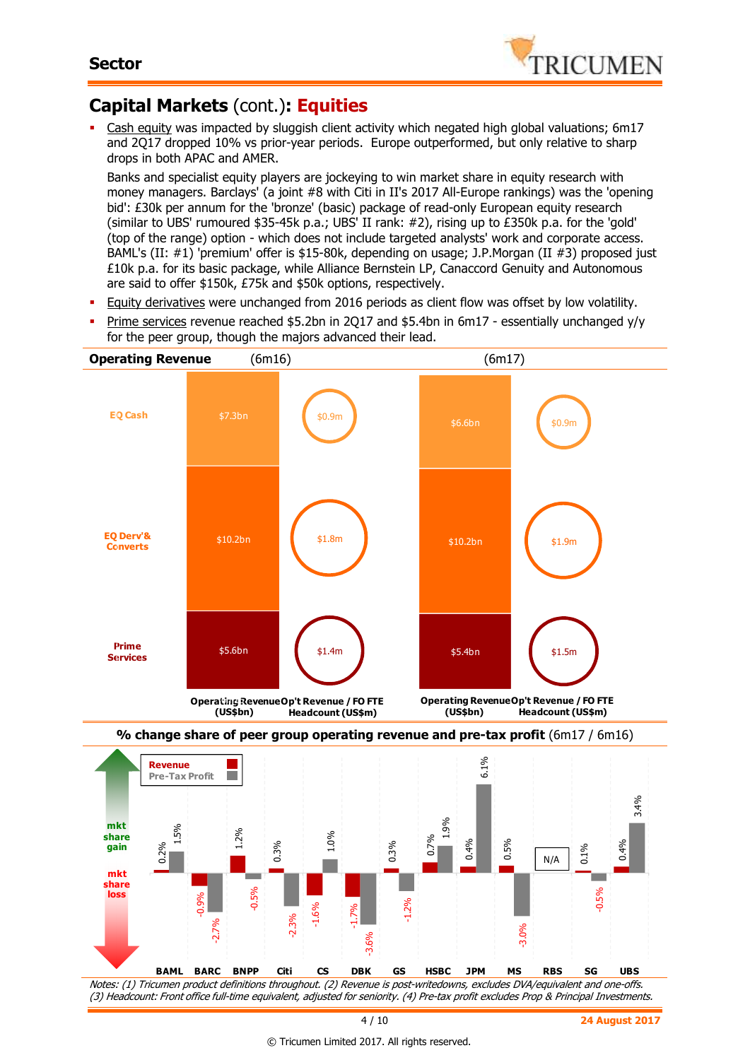# Capital Markets (cont.): Equities

- Cash equity was impacted by sluggish client activity which negated high global valuations; 6m17 and 2Q17 dropped 10% vs prior-year periods. Europe outperformed, but only relative to sharp drops in both APAC and AMER.

  Banks and specialist equity players are jockeying to win market share in equity research with money managers. Barclays' (a joint #8 with Citi in II's 2017 All-Europe rankings) was the 'opening bid': £30k per annum for the 'bronze' (basic) package of read-only European equity research (similar to UBS' rumoured $35-45k p.a.; UBS' II rank: #2), rising up to £350k p.a. for the 'gold' (top of the range) option - which does not include targeted analysts' work and corporate access. BAML's (II: #1) 'premium' offer is $15-80k, depending on usage; J.P.Morgan (II #3) proposed just £10k p.a. for its basic package, while Alliance Bernstein LP, Canaccord Genuity and Autonomous are said to offer $150k, £75k and $50k options, respectively.
- Equity derivatives were unchanged from 2016 periods as client flow was offset by low volatility.
- Prime services revenue reached $5.2bn in 2Q17 and $5.4bn in 6m17 - essentially unchanged y/y for the peer group, though the majors advanced their lead.

**Operating Revenue**

| | (6m16) Operating Revenue (US$bn) | (6m16) Op't Revenue / FO FTE Headcount (US$m) | (6m17) Operating Revenue (US$bn) | (6m17) Op't Revenue / FO FTE Headcount (US$m) |
|---|---|---|---|---|
| EQ Cash | $7.3bn | $0.9m | $6.6bn | $0.9m |
| EQ Derv'& Converts | $10.2bn | $1.8m | $10.2bn | $1.9m |
| Prime Services | $5.6bn | $1.4m | $5.4bn | $1.5m |

**% change share of peer group operating revenue and pre-tax profit** (6m17 / 6m16)

| | BAML | BARC | BNPP | Citi | CS | DBK | GS | HSBC | JPM | MS | RBS | SG | UBS |
|---|---|---|---|---|---|---|---|---|---|---|---|---|---|
| Revenue | 0.2% | -0.9% | 1.2% | 0.3% | -1.6% | -1.7% | 0.3% | 0.7% | 0.4% | 0.5% | N/A | 0.1% | 0.4% |
| Pre-Tax Profit | 1.5% | -2.7% | -0.5% | -2.3% | 1.0% | -3.6% | -1.2% | 1.9% | 6.1% | -3.0% | N/A | -0.5% | 3.4% |

mkt share gain / mkt share loss

*Notes: (1) Tricumen product definitions throughout. (2) Revenue is post-writedowns, excludes DVA/equivalent and one-offs. (3) Headcount: Front office full-time equivalent, adjusted for seniority. (4) Pre-tax profit excludes Prop & Principal Investments.*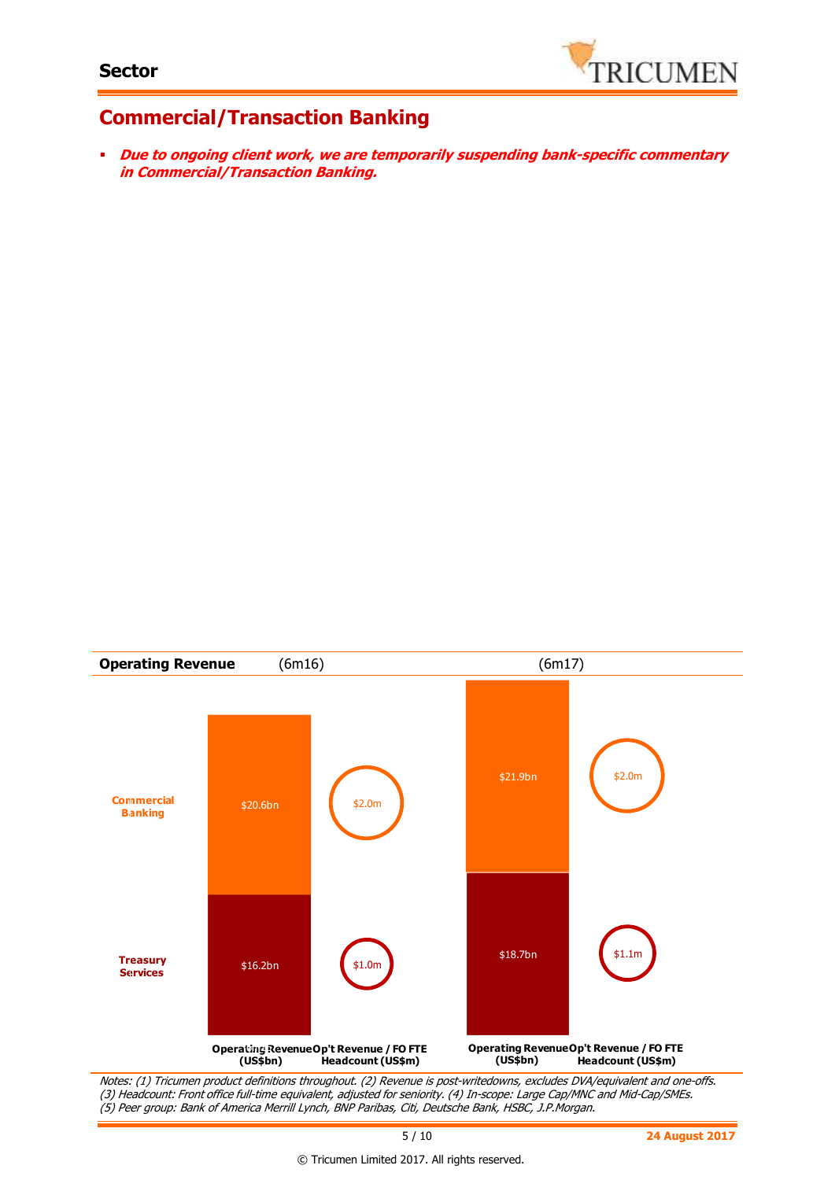## Commercial/Transaction Banking

- ***Due to ongoing client work, we are temporarily suspending bank-specific commentary in Commercial/Transaction Banking.***

**Operating Revenue**

| | (6m16) Operating Revenue (US$bn) | (6m16) Op't Revenue / FO FTE Headcount (US$m) | (6m17) Operating Revenue (US$bn) | (6m17) Op't Revenue / FO FTE Headcount (US$m) |
|---|---|---|---|---|
| Commercial Banking | $20.6bn | $2.0m | $21.9bn | $2.0m |
| Treasury Services | $16.2bn | $1.0m | $18.7bn | $1.1m |

*Notes: (1) Tricumen product definitions throughout. (2) Revenue is post-writedowns, excludes DVA/equivalent and one-offs. (3) Headcount: Front office full-time equivalent, adjusted for seniority. (4) In-scope: Large Cap/MNC and Mid-Cap/SMEs. (5) Peer group: Bank of America Merrill Lynch, BNP Paribas, Citi, Deutsche Bank, HSBC, J.P.Morgan.*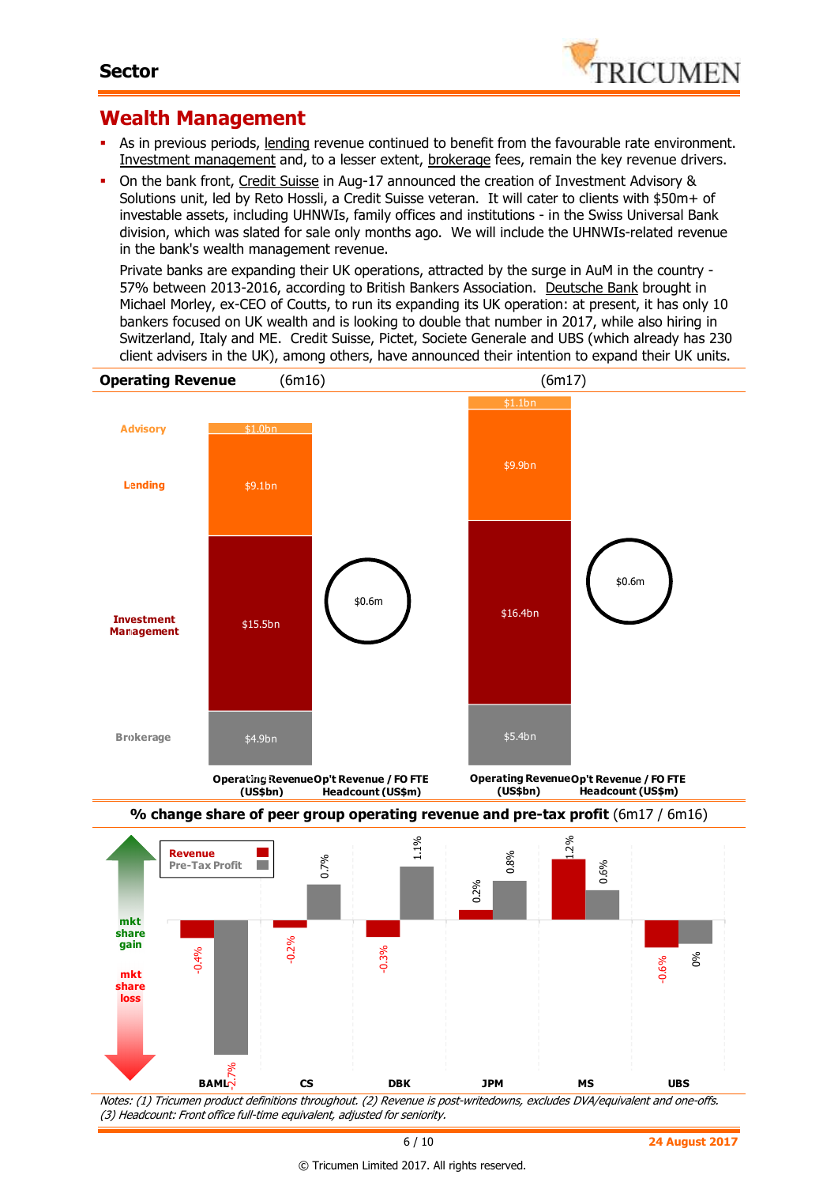## Wealth Management

- As in previous periods, lending revenue continued to benefit from the favourable rate environment. Investment management and, to a lesser extent, brokerage fees, remain the key revenue drivers.
- On the bank front, Credit Suisse in Aug-17 announced the creation of Investment Advisory & Solutions unit, led by Reto Hossli, a Credit Suisse veteran. It will cater to clients with \$50m+ of investable assets, including UHNWIs, family offices and institutions - in the Swiss Universal Bank division, which was slated for sale only months ago. We will include the UHNWIs-related revenue in the bank's wealth management revenue.

  Private banks are expanding their UK operations, attracted by the surge in AuM in the country - 57% between 2013-2016, according to British Bankers Association. Deutsche Bank brought in Michael Morley, ex-CEO of Coutts, to run its expanding its UK operation: at present, it has only 10 bankers focused on UK wealth and is looking to double that number in 2017, while also hiring in Switzerland, Italy and ME. Credit Suisse, Pictet, Societe Generale and UBS (which already has 230 client advisers in the UK), among others, have announced their intention to expand their UK units.

**Operating Revenue** (6m16) (6m17)

| | 6m16 Operating Revenue (US\$bn) | 6m17 Operating Revenue (US\$bn) |
|---|---|---|
| Advisory | \$1.0bn | \$1.1bn |
| Lending | \$9.1bn | \$9.9bn |
| Investment Management | \$15.5bn | \$16.4bn |
| Brokerage | \$4.9bn | \$5.4bn |
| Op't Revenue / FO FTE Headcount (US\$m) | \$0.6m | \$0.6m |

**% change share of peer group operating revenue and pre-tax profit** (6m17 / 6m16)

| | BAML | CS | DBK | JPM | MS | UBS |
|---|---|---|---|---|---|---|
| Revenue | -0.4% | -0.2% | -0.3% | 0.2% | 1.2% | -0.6% |
| Pre-Tax Profit | -2.7% | 0.7% | 1.1% | 0.8% | 0.6% | 0% |

*Notes: (1) Tricumen product definitions throughout. (2) Revenue is post-writedowns, excludes DVA/equivalent and one-offs. (3) Headcount: Front office full-time equivalent, adjusted for seniority.*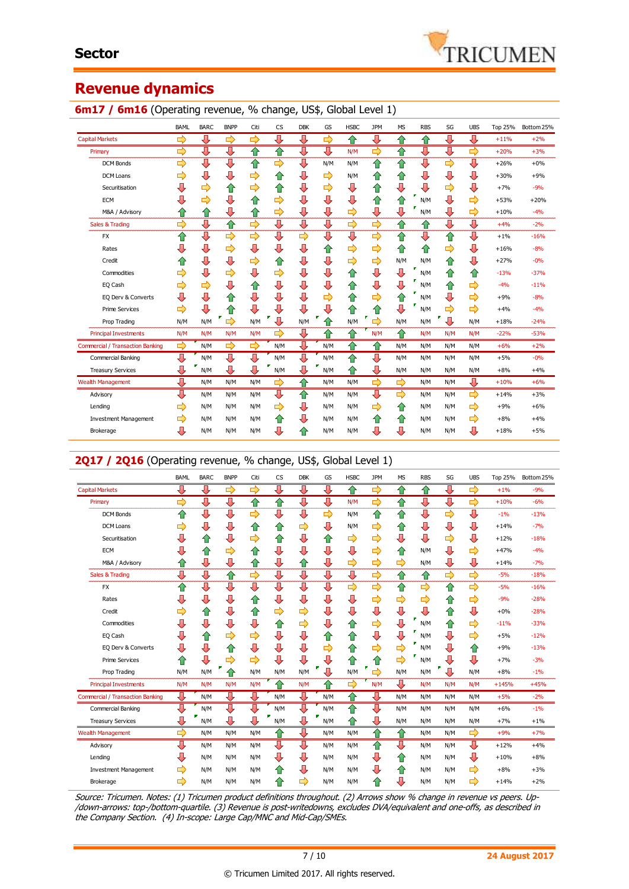## Revenue dynamics

### 6m17 / 6m16 (Operating revenue, % change, US$, Global Level 1)

| | BAML | BARC | BNPP | Citi | CS | DBK | GS | HSBC | JPM | MS | RBS | SG | UBS | Top 25% | Bottom 25% |
|---|---|---|---|---|---|---|---|---|---|---|---|---|---|---|---|
| Capital Markets | → | ↓ | → | → | ↓ | ↓ | → | ↑ | ↓ | ↑ | ↑ | ↓ | ↓ | +11% | +2% |
| Primary | → | ↓ | ↓ | ↑ | ↑ | ↓ | ↓ | N/M | → | ↑ | ↓ | ↓ | → | +20% | +3% |
| DCM Bonds | → | ↓ | ↓ | ↑ | → | ↓ | N/M | N/M | ↑ | ↑ | ↓ | → | ↓ | +26% | +0% |
| DCM Loans | → | ↓ | ↓ | → | ↑ | ↓ | → | N/M | ↑ | ↑ | ↓ | ↓ | ↓ | +30% | +9% |
| Securitisation | ↓ | → | ↑ | → | ↑ | ↓ | → | ↓ | ↑ | ↓ | ↓ | → | ↓ | +7% | -9% |
| ECM | ↓ | → | ↓ | ↑ | → | ↓ | ↓ | ↓ | ↑ | ↑ | N/M | ↓ | → | +53% | +20% |
| M&A / Advisory | ↑ | ↑ | ↓ | ↑ | → | ↓ | ↓ | → | ↓ | ↓ | N/M | ↓ | → | +10% | -4% |
| Sales & Trading | → | ↓ | ↑ | → | ↓ | ↓ | ↓ | → | → | ↑ | ↑ | ↓ | ↓ | +4% | -2% |
| FX | ↑ | ↓ | → | → | ↓ | → | ↓ | ↓ | → | ↑ | ↓ | ↑ | ↓ | +1% | -16% |
| Rates | ↓ | ↓ | → | → | ↓ | ↓ | ↑ | → | → | ↑ | ↑ | → | ↓ | +16% | -8% |
| Credit | ↑ | ↓ | ↓ | → | ↑ | ↓ | ↓ | → | → | N/M | N/M | ↑ | ↓ | +27% | -0% |
| Commodities | → | ↓ | → | ↓ | → | ↓ | ↓ | ↑ | ↓ | ↓ | N/M | ↑ | ↑ | -13% | -37% |
| EQ Cash | → | → | ↓ | ↑ | ↓ | ↓ | ↓ | ↑ | ↓ | ↓ | N/M | ↑ | → | -4% | -11% |
| EQ Derv & Converts | ↓ | ↓ | ↑ | ↓ | ↓ | ↓ | → | ↑ | ↓ | ↑ | N/M | ↓ | → | +9% | -8% |
| Prime Services | → | ↓ | ↑ | ↓ | ↓ | ↓ | ↓ | ↑ | ↑ | ↓ | N/M | → | → | +4% | -4% |
| Prop Trading | N/M | N/M | → | N/M | ↓ | N/M | ↑ | N/M | → | N/M | N/M | ↓ | N/M | +18% | -24% |
| Principal Investments | N/M | N/M | N/M | N/M | → | ↓ | ↑ | ↑ | N/M | ↑ | N/M | N/M | N/M | -22% | -53% |
| Commercial / Transaction Banking | → | N/M | → | ↓ | N/M | ↓ | N/M | ↑ | ↑ | N/M | N/M | N/M | N/M | +6% | +2% |
| Commercial Banking | ↓ | N/M | ↓ | ↓ | N/M | ↓ | N/M | ↑ | ↓ | N/M | N/M | N/M | N/M | +5% | -0% |
| Treasury Services | ↓ | N/M | ↓ | ↓ | N/M | ↓ | N/M | ↑ | ↓ | N/M | N/M | N/M | N/M | +8% | +4% |
| Wealth Management | ↓ | N/M | N/M | N/M | → | ↑ | N/M | N/M | → | → | N/M | N/M | ↓ | +10% | +6% |
| Advisory | ↓ | N/M | N/M | N/M | ↓ | ↑ | N/M | N/M | ↓ | → | N/M | N/M | → | +14% | +3% |
| Lending | → | N/M | N/M | N/M | → | ↓ | N/M | N/M | → | ↑ | N/M | N/M | → | +9% | +6% |
| Investment Management | → | N/M | N/M | N/M | ↑ | ↓ | N/M | N/M | ↑ | ↑ | N/M | N/M | → | +8% | +4% |
| Brokerage | ↓ | N/M | N/M | N/M | ↓ | ↑ | N/M | N/M | ↓ | ↓ | N/M | N/M | ↓ | +18% | +5% |

### 2Q17 / 2Q16 (Operating revenue, % change, US$, Global Level 1)

| | BAML | BARC | BNPP | Citi | CS | DBK | GS | HSBC | JPM | MS | RBS | SG | UBS | Top 25% | Bottom 25% |
|---|---|---|---|---|---|---|---|---|---|---|---|---|---|---|---|
| Capital Markets | ↓ | ↓ | → | → | ↓ | ↓ | ↓ | ↑ | → | ↑ | ↑ | ↓ | → | +1% | -9% |
| Primary | → | ↓ | ↓ | ↑ | ↑ | ↓ | ↓ | N/M | → | ↑ | ↓ | ↓ | ↓ | +10% | -6% |
| DCM Bonds | ↑ | ↓ | ↓ | → | ↓ | ↓ | → | N/M | ↑ | ↑ | ↓ | → | ↓ | -1% | -13% |
| DCM Loans | → | ↓ | ↓ | ↑ | ↑ | → | ↓ | N/M | → | ↑ | ↓ | ↓ | ↓ | +14% | -7% |
| Securitisation | ↓ | ↑ | ↓ | → | ↑ | ↓ | ↑ | → | → | ↓ | ↓ | → | ↓ | +12% | -18% |
| ECM | ↓ | ↑ | → | ↑ | ↓ | ↓ | ↓ | ↓ | → | ↑ | N/M | ↓ | → | +47% | -4% |
| M&A / Advisory | ↑ | ↓ | ↓ | ↑ | ↓ | ↑ | ↓ | → | → | → | N/M | ↓ | ↓ | +14% | -7% |
| Sales & Trading | ↓ | ↓ | ↑ | → | ↓ | ↓ | ↓ | ↓ | → | ↑ | ↑ | → | → | -5% | -18% |
| FX | ↑ | ↓ | ↓ | ↓ | ↓ | ↓ | ↓ | → | → | ↑ | → | ↑ | → | -5% | -16% |
| Rates | ↓ | ↓ | ↓ | ↑ | ↓ | ↓ | ↓ | ↓ | → | → | → | ↑ | → | -9% | -28% |
| Credit | → | ↑ | ↓ | ↑ | → | → | ↓ | ↓ | ↓ | ↓ | ↓ | ↑ | ↓ | +0% | -28% |
| Commodities | ↓ | ↓ | ↓ | ↓ | ↑ | → | ↓ | ↑ | → | ↓ | N/M | ↑ | → | -11% | -33% |
| EQ Cash | ↓ | ↑ | → | → | ↓ | ↓ | ↑ | ↑ | ↓ | ↓ | N/M | ↓ | → | +5% | -12% |
| EQ Derv & Converts | ↓ | ↓ | ↑ | ↓ | ↓ | ↓ | → | ↑ | → | → | N/M | ↓ | ↑ | +9% | -13% |
| Prime Services | ↑ | ↓ | → | → | ↓ | ↓ | ↓ | ↑ | ↑ | → | N/M | ↓ | ↓ | +7% | -3% |
| Prop Trading | N/M | N/M | ↑ | N/M | N/M | N/M | ↓ | N/M | → | N/M | N/M | ↓ | N/M | +8% | -1% |
| Principal Investments | N/M | N/M | N/M | N/M | ↑ | N/M | ↑ | → | N/M | ↓ | N/M | N/M | N/M | +145% | +45% |
| Commercial / Transaction Banking | ↓ | N/M | ↓ | ↓ | N/M | ↓ | N/M | ↑ | ↓ | N/M | N/M | N/M | N/M | +5% | -2% |
| Commercial Banking | ↓ | N/M | ↓ | ↓ | N/M | ↓ | N/M | ↑ | ↓ | N/M | N/M | N/M | N/M | +6% | -1% |
| Treasury Services | ↓ | N/M | ↓ | ↓ | N/M | ↓ | N/M | ↑ | ↓ | N/M | N/M | N/M | N/M | +7% | +1% |
| Wealth Management | → | N/M | N/M | N/M | ↑ | ↓ | N/M | N/M | ↑ | ↑ | N/M | N/M | → | +9% | +7% |
| Advisory | ↓ | N/M | N/M | N/M | ↓ | ↓ | N/M | N/M | ↑ | ↓ | N/M | N/M | ↓ | +12% | +4% |
| Lending | ↓ | N/M | N/M | N/M | ↓ | ↓ | N/M | N/M | ↓ | ↑ | N/M | N/M | ↓ | +10% | +8% |
| Investment Management | → | N/M | N/M | N/M | ↑ | ↓ | N/M | N/M | ↓ | ↑ | N/M | N/M | → | +8% | +3% |
| Brokerage | → | N/M | N/M | N/M | ↑ | → | N/M | N/M | ↑ | ↓ | N/M | N/M | → | +14% | +2% |

*Source: Tricumen. Notes: (1) Tricumen product definitions throughout. (2) Arrows show % change in revenue vs peers. Up-/down-arrows: top-/bottom-quartile. (3) Revenue is post-writedowns, excludes DVA/equivalent and one-offs, as described in the Company Section. (4) In-scope: Large Cap/MNC and Mid-Cap/SMEs.*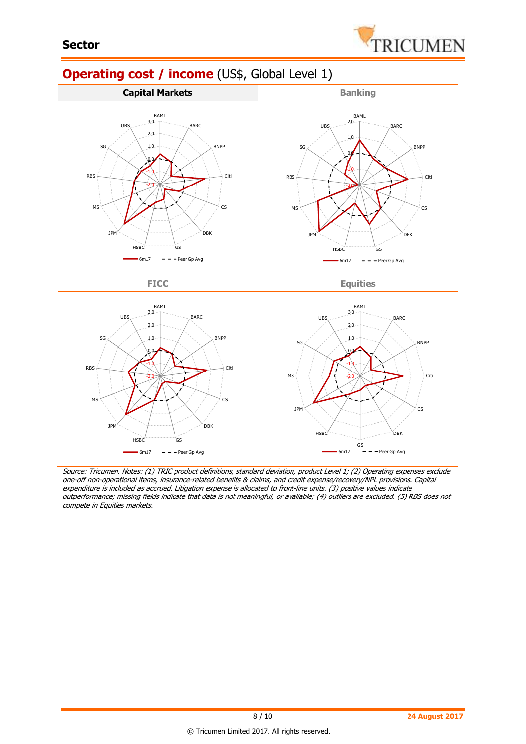## Sector

# Operating cost / income (US$, Global Level 1)

| Capital Markets | Banking |
| --- | --- |

BAML, BARC, BNPP, Citi, CS, DBK, GS, HSBC, JPM, MS, RBS, SG, UBS

3.0, 2.0, 1.0, 0.0, -1.0, -2.0

6m17 — Peer Gp Avg

| FICC | Equities |
| --- | --- |

BAML, BARC, BNPP, Citi, CS, DBK, GS, HSBC, JPM, MS, RBS, SG, UBS

6m17 — Peer Gp Avg

*Source: Tricumen. Notes: (1) TRIC product definitions, standard deviation, product Level 1; (2) Operating expenses exclude one-off non-operational items, insurance-related benefits & claims, and credit expense/recovery/NPL provisions. Capital expenditure is included as accrued. Litigation expense is allocated to front-line units. (3) positive values indicate outperformance; missing fields indicate that data is not meaningful, or available; (4) outliers are excluded. (5) RBS does not compete in Equities markets.*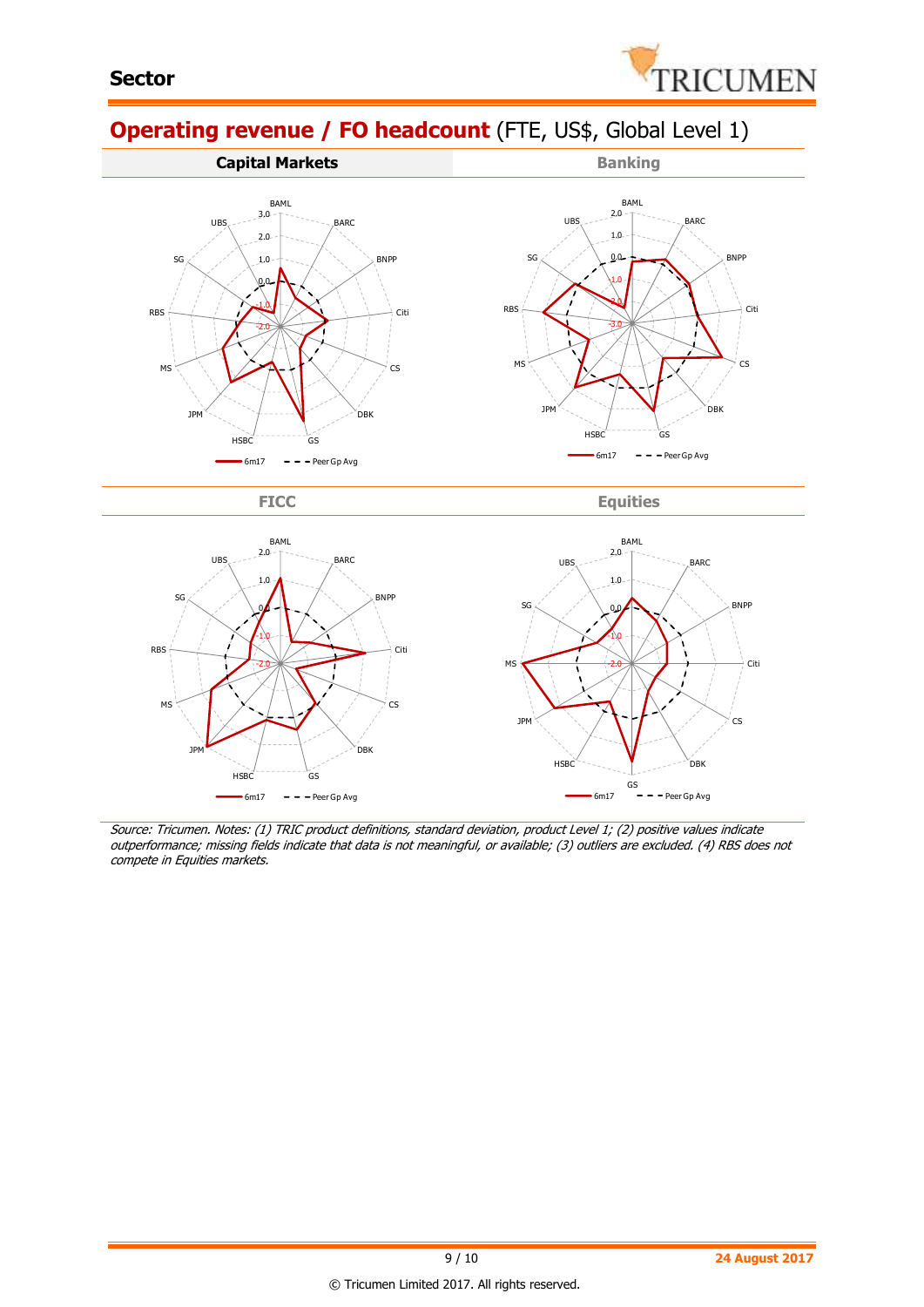## Sector

# Operating revenue / FO headcount (FTE, US$, Global Level 1)

**Capital Markets**

**Banking**

**FICC**

**Equities**

*Source: Tricumen. Notes: (1) TRIC product definitions, standard deviation, product Level 1; (2) positive values indicate outperformance; missing fields indicate that data is not meaningful, or available; (3) outliers are excluded. (4) RBS does not compete in Equities markets.*

24 August 2017

© Tricumen Limited 2017. All rights reserved.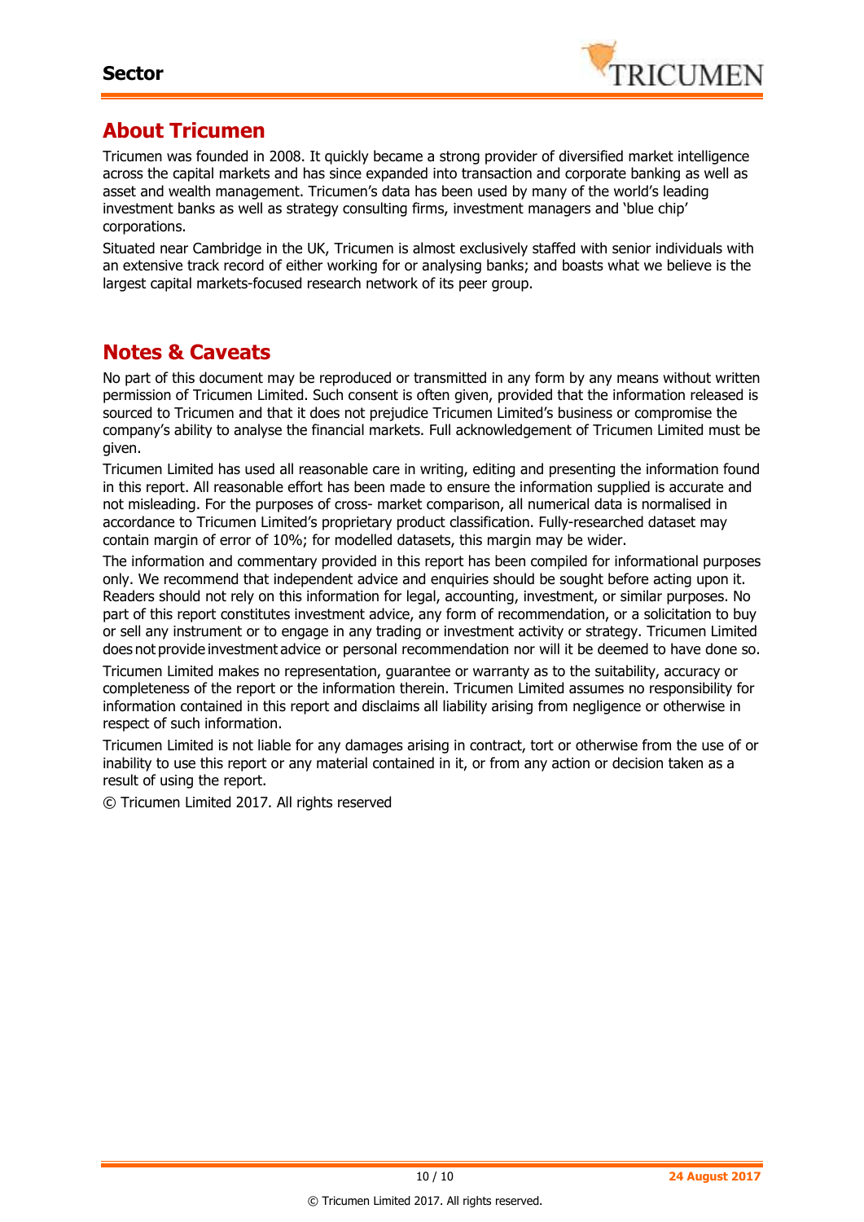## About Tricumen

Tricumen was founded in 2008. It quickly became a strong provider of diversified market intelligence across the capital markets and has since expanded into transaction and corporate banking as well as asset and wealth management. Tricumen's data has been used by many of the world's leading investment banks as well as strategy consulting firms, investment managers and 'blue chip' corporations.

Situated near Cambridge in the UK, Tricumen is almost exclusively staffed with senior individuals with an extensive track record of either working for or analysing banks; and boasts what we believe is the largest capital markets-focused research network of its peer group.

## Notes & Caveats

No part of this document may be reproduced or transmitted in any form by any means without written permission of Tricumen Limited. Such consent is often given, provided that the information released is sourced to Tricumen and that it does not prejudice Tricumen Limited's business or compromise the company's ability to analyse the financial markets. Full acknowledgement of Tricumen Limited must be given.

Tricumen Limited has used all reasonable care in writing, editing and presenting the information found in this report. All reasonable effort has been made to ensure the information supplied is accurate and not misleading. For the purposes of cross- market comparison, all numerical data is normalised in accordance to Tricumen Limited's proprietary product classification. Fully-researched dataset may contain margin of error of 10%; for modelled datasets, this margin may be wider.

The information and commentary provided in this report has been compiled for informational purposes only. We recommend that independent advice and enquiries should be sought before acting upon it. Readers should not rely on this information for legal, accounting, investment, or similar purposes. No part of this report constitutes investment advice, any form of recommendation, or a solicitation to buy or sell any instrument or to engage in any trading or investment activity or strategy. Tricumen Limited does not provide investment advice or personal recommendation nor will it be deemed to have done so.

Tricumen Limited makes no representation, guarantee or warranty as to the suitability, accuracy or completeness of the report or the information therein. Tricumen Limited assumes no responsibility for information contained in this report and disclaims all liability arising from negligence or otherwise in respect of such information.

Tricumen Limited is not liable for any damages arising in contract, tort or otherwise from the use of or inability to use this report or any material contained in it, or from any action or decision taken as a result of using the report.

© Tricumen Limited 2017. All rights reserved